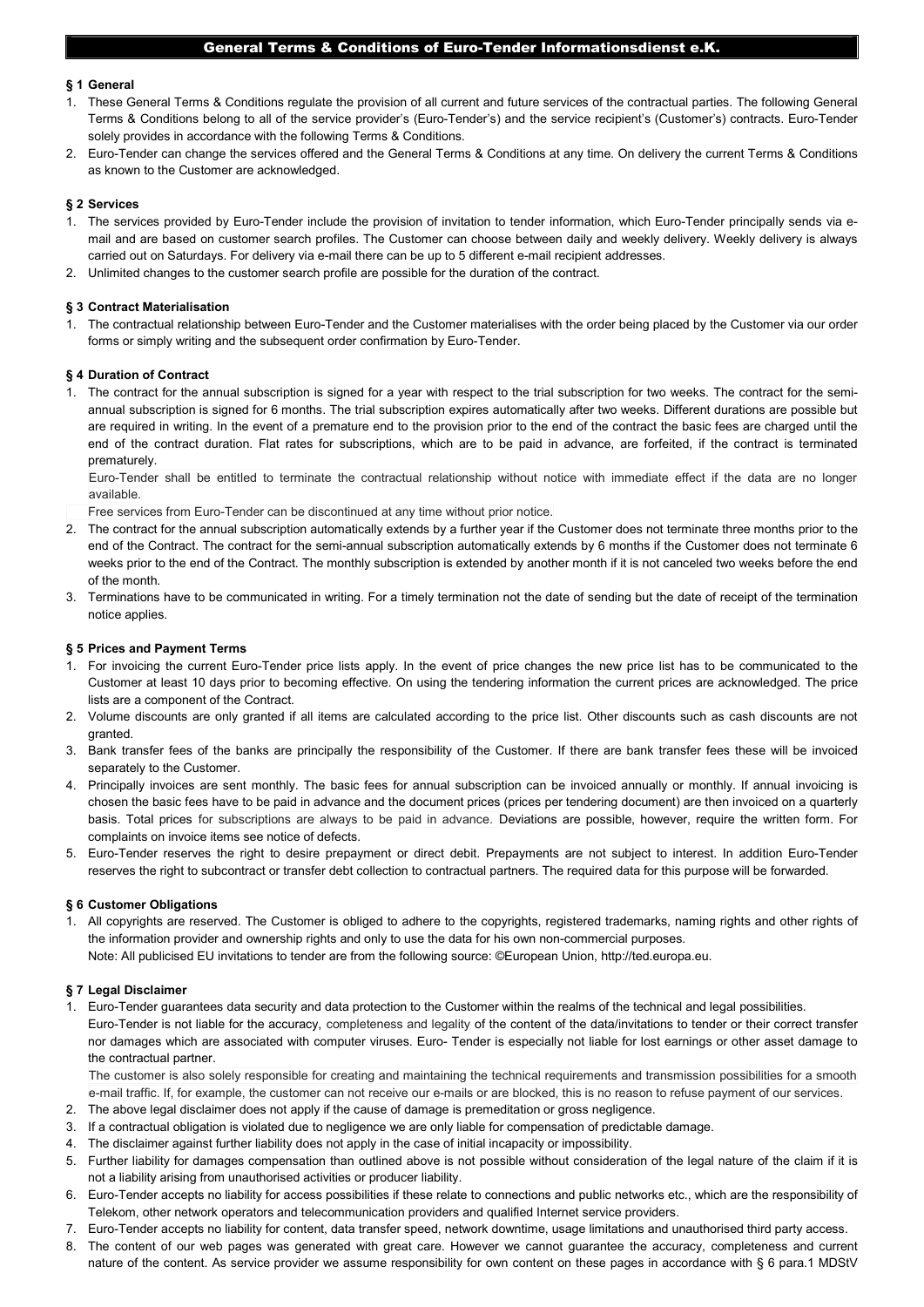# General Terms & Conditions of Euro-Tender Informationsdienst e.K.

## § 1 General

1. These General Terms & Conditions regulate the provision of all current and future services of the contractual parties. The following General Terms & Conditions belong to all of the service provider's (Euro-Tender's) and the service recipient's (Customer's) contracts. Euro-Tender solely provides in accordance with the following Terms & Conditions.
2. Euro-Tender can change the services offered and the General Terms & Conditions at any time. On delivery the current Terms & Conditions as known to the Customer are acknowledged.

## § 2 Services

1. The services provided by Euro-Tender include the provision of invitation to tender information, which Euro-Tender principally sends via e-mail and are based on customer search profiles. The Customer can choose between daily and weekly delivery. Weekly delivery is always carried out on Saturdays. For delivery via e-mail there can be up to 5 different e-mail recipient addresses.
2. Unlimited changes to the customer search profile are possible for the duration of the contract.

## § 3 Contract Materialisation

1. The contractual relationship between Euro-Tender and the Customer materialises with the order being placed by the Customer via our order forms or simply writing and the subsequent order confirmation by Euro-Tender.

## § 4 Duration of Contract

1. The contract for the annual subscription is signed for a year with respect to the trial subscription for two weeks. The contract for the semi-annual subscription is signed for 6 months. The trial subscription expires automatically after two weeks. Different durations are possible but are required in writing. In the event of a premature end to the provision prior to the end of the contract the basic fees are charged until the end of the contract duration. Flat rates for subscriptions, which are to be paid in advance, are forfeited, if the contract is terminated prematurely.

   Euro-Tender shall be entitled to terminate the contractual relationship without notice with immediate effect if the data are no longer available.

   Free services from Euro-Tender can be discontinued at any time without prior notice.
2. The contract for the annual subscription automatically extends by a further year if the Customer does not terminate three months prior to the end of the Contract. The contract for the semi-annual subscription automatically extends by 6 months if the Customer does not terminate 6 weeks prior to the end of the Contract. The monthly subscription is extended by another month if it is not canceled two weeks before the end of the month.
3. Terminations have to be communicated in writing. For a timely termination not the date of sending but the date of receipt of the termination notice applies.

## § 5 Prices and Payment Terms

1. For invoicing the current Euro-Tender price lists apply. In the event of price changes the new price list has to be communicated to the Customer at least 10 days prior to becoming effective. On using the tendering information the current prices are acknowledged. The price lists are a component of the Contract.
2. Volume discounts are only granted if all items are calculated according to the price list. Other discounts such as cash discounts are not granted.
3. Bank transfer fees of the banks are principally the responsibility of the Customer. If there are bank transfer fees these will be invoiced separately to the Customer.
4. Principally invoices are sent monthly. The basic fees for annual subscription can be invoiced annually or monthly. If annual invoicing is chosen the basic fees have to be paid in advance and the document prices (prices per tendering document) are then invoiced on a quarterly basis. Total prices for subscriptions are always to be paid in advance. Deviations are possible, however, require the written form. For complaints on invoice items see notice of defects.
5. Euro-Tender reserves the right to desire prepayment or direct debit. Prepayments are not subject to interest. In addition Euro-Tender reserves the right to subcontract or transfer debt collection to contractual partners. The required data for this purpose will be forwarded.

## § 6 Customer Obligations

1. All copyrights are reserved. The Customer is obliged to adhere to the copyrights, registered trademarks, naming rights and other rights of the information provider and ownership rights and only to use the data for his own non-commercial purposes.

   Note: All publicised EU invitations to tender are from the following source: ©European Union, http://ted.europa.eu.

## § 7 Legal Disclaimer

1. Euro-Tender guarantees data security and data protection to the Customer within the realms of the technical and legal possibilities.

   Euro-Tender is not liable for the accuracy, completeness and legality of the content of the data/invitations to tender or their correct transfer nor damages which are associated with computer viruses. Euro- Tender is especially not liable for lost earnings or other asset damage to the contractual partner.

   The customer is also solely responsible for creating and maintaining the technical requirements and transmission possibilities for a smooth e-mail traffic. If, for example, the customer can not receive our e-mails or are blocked, this is no reason to refuse payment of our services.
2. The above legal disclaimer does not apply if the cause of damage is premeditation or gross negligence.
3. If a contractual obligation is violated due to negligence we are only liable for compensation of predictable damage.
4. The disclaimer against further liability does not apply in the case of initial incapacity or impossibility.
5. Further liability for damages compensation than outlined above is not possible without consideration of the legal nature of the claim if it is not a liability arising from unauthorised activities or producer liability.
6. Euro-Tender accepts no liability for access possibilities if these relate to connections and public networks etc., which are the responsibility of Telekom, other network operators and telecommunication providers and qualified Internet service providers.
7. Euro-Tender accepts no liability for content, data transfer speed, network downtime, usage limitations and unauthorised third party access.
8. The content of our web pages was generated with great care. However we cannot guarantee the accuracy, completeness and current nature of the content. As service provider we assume responsibility for own content on these pages in accordance with § 6 para.1 MDStV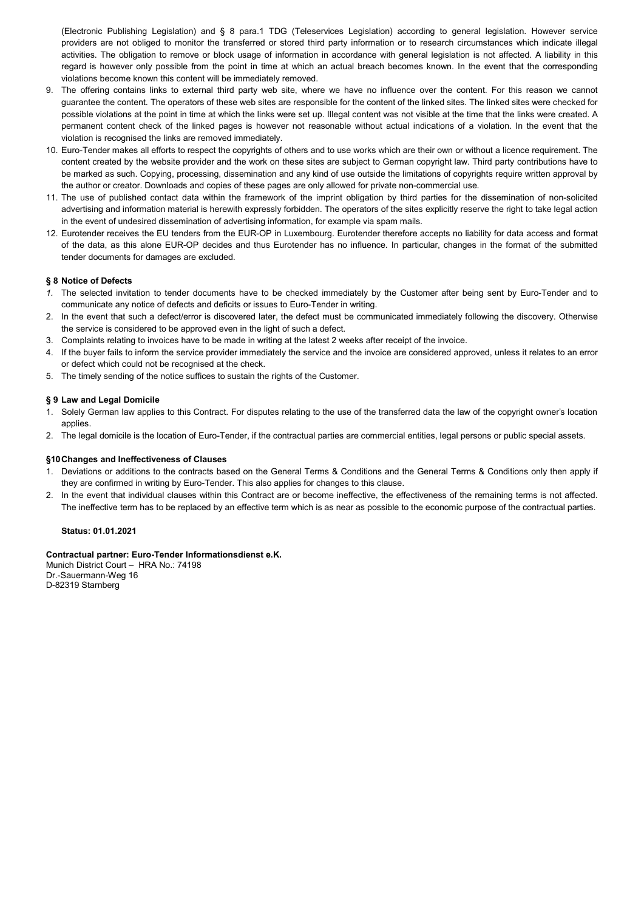(Electronic Publishing Legislation) and § 8 para.1 TDG (Teleservices Legislation) according to general legislation. However service providers are not obliged to monitor the transferred or stored third party information or to research circumstances which indicate illegal activities. The obligation to remove or block usage of information in accordance with general legislation is not affected. A liability in this regard is however only possible from the point in time at which an actual breach becomes known. In the event that the corresponding violations become known this content will be immediately removed.

9. The offering contains links to external third party web site, where we have no influence over the content. For this reason we cannot guarantee the content. The operators of these web sites are responsible for the content of the linked sites. The linked sites were checked for possible violations at the point in time at which the links were set up. Illegal content was not visible at the time that the links were created. A permanent content check of the linked pages is however not reasonable without actual indications of a violation. In the event that the violation is recognised the links are removed immediately.
10. Euro-Tender makes all efforts to respect the copyrights of others and to use works which are their own or without a licence requirement. The content created by the website provider and the work on these sites are subject to German copyright law. Third party contributions have to be marked as such. Copying, processing, dissemination and any kind of use outside the limitations of copyrights require written approval by the author or creator. Downloads and copies of these pages are only allowed for private non-commercial use.
11. The use of published contact data within the framework of the imprint obligation by third parties for the dissemination of non-solicited advertising and information material is herewith expressly forbidden. The operators of the sites explicitly reserve the right to take legal action in the event of undesired dissemination of advertising information, for example via spam mails.
12. Eurotender receives the EU tenders from the EUR-OP in Luxembourg. Eurotender therefore accepts no liability for data access and format of the data, as this alone EUR-OP decides and thus Eurotender has no influence. In particular, changes in the format of the submitted tender documents for damages are excluded.

### § 8 Notice of Defects

1. The selected invitation to tender documents have to be checked immediately by the Customer after being sent by Euro-Tender and to communicate any notice of defects and deficits or issues to Euro-Tender in writing.
2. In the event that such a defect/error is discovered later, the defect must be communicated immediately following the discovery. Otherwise the service is considered to be approved even in the light of such a defect.
3. Complaints relating to invoices have to be made in writing at the latest 2 weeks after receipt of the invoice.
4. If the buyer fails to inform the service provider immediately the service and the invoice are considered approved, unless it relates to an error or defect which could not be recognised at the check.
5. The timely sending of the notice suffices to sustain the rights of the Customer.

### § 9 Law and Legal Domicile

1. Solely German law applies to this Contract. For disputes relating to the use of the transferred data the law of the copyright owner's location applies.
2. The legal domicile is the location of Euro-Tender, if the contractual parties are commercial entities, legal persons or public special assets.

### §10 Changes and Ineffectiveness of Clauses

1. Deviations or additions to the contracts based on the General Terms & Conditions and the General Terms & Conditions only then apply if they are confirmed in writing by Euro-Tender. This also applies for changes to this clause.
2. In the event that individual clauses within this Contract are or become ineffective, the effectiveness of the remaining terms is not affected. The ineffective term has to be replaced by an effective term which is as near as possible to the economic purpose of the contractual parties.

**Status: 01.01.2021**

**Contractual partner: Euro-Tender Informationsdienst e.K.**
Munich District Court – HRA No.: 74198
Dr.-Sauermann-Weg 16
D-82319 Starnberg